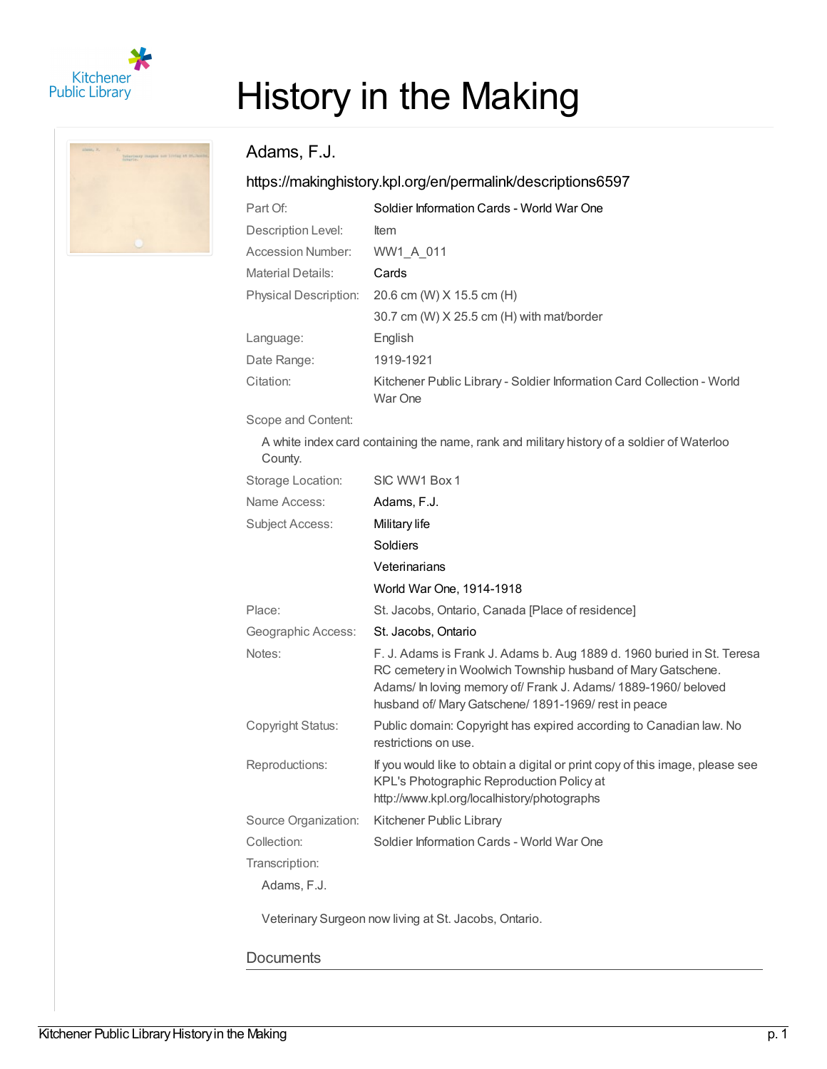# History in the Making

## Adams, F.J.

https://makinghistory.kpl.org/en/permalink/descriptions6597

| | |
|---|---|
| Part Of: | Soldier Information Cards - World War One |
| Description Level: | Item |
| Accession Number: | WW1_A_011 |
| Material Details: | Cards |
| Physical Description: | 20.6 cm (W) X 15.5 cm (H) |
| | 30.7 cm (W) X 25.5 cm (H) with mat/border |
| Language: | English |
| Date Range: | 1919-1921 |
| Citation: | Kitchener Public Library - Soldier Information Card Collection - World War One |

Scope and Content:

A white index card containing the name, rank and military history of a soldier of Waterloo County.

| | |
|---|---|
| Storage Location: | SIC WW1 Box 1 |
| Name Access: | Adams, F.J. |
| Subject Access: | Military life |
| | Soldiers |
| | Veterinarians |
| | World War One, 1914-1918 |
| Place: | St. Jacobs, Ontario, Canada [Place of residence] |
| Geographic Access: | St. Jacobs, Ontario |
| Notes: | F. J. Adams is Frank J. Adams b. Aug 1889 d. 1960 buried in St. Teresa RC cemetery in Woolwich Township husband of Mary Gatschene. Adams/ In loving memory of/ Frank J. Adams/ 1889-1960/ beloved husband of/ Mary Gatschene/ 1891-1969/ rest in peace |
| Copyright Status: | Public domain: Copyright has expired according to Canadian law. No restrictions on use. |
| Reproductions: | If you would like to obtain a digital or print copy of this image, please see KPL's Photographic Reproduction Policy at http://www.kpl.org/localhistory/photographs |
| Source Organization: | Kitchener Public Library |
| Collection: | Soldier Information Cards - World War One |

Transcription:

Adams, F.J.

Veterinary Surgeon now living at St. Jacobs, Ontario.

### Documents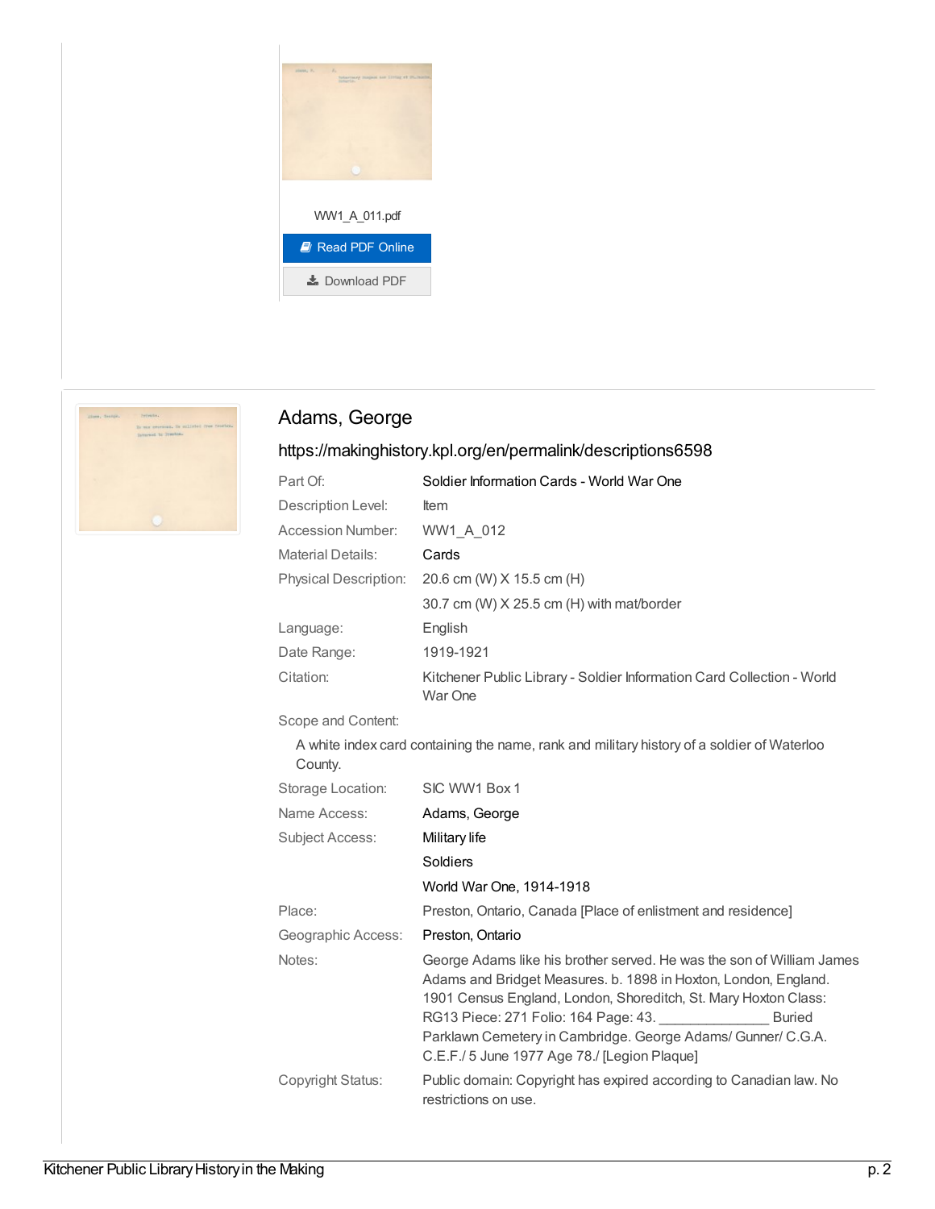WW1_A_011.pdf

Read PDF Online

Download PDF

## Adams, George

https://makinghistory.kpl.org/en/permalink/descriptions6598

| | |
|---|---|
| Part Of: | Soldier Information Cards - World War One |
| Description Level: | Item |
| Accession Number: | WW1_A_012 |
| Material Details: | Cards |
| Physical Description: | 20.6 cm (W) X 15.5 cm (H) |
| | 30.7 cm (W) X 25.5 cm (H) with mat/border |
| Language: | English |
| Date Range: | 1919-1921 |
| Citation: | Kitchener Public Library - Soldier Information Card Collection - World War One |

Scope and Content:

A white index card containing the name, rank and military history of a soldier of Waterloo County.

| | |
|---|---|
| Storage Location: | SIC WW1 Box 1 |
| Name Access: | Adams, George |
| Subject Access: | Military life |
| | Soldiers |
| | World War One, 1914-1918 |
| Place: | Preston, Ontario, Canada [Place of enlistment and residence] |
| Geographic Access: | Preston, Ontario |
| Notes: | George Adams like his brother served. He was the son of William James Adams and Bridget Measures. b. 1898 in Hoxton, London, England. 1901 Census England, London, Shoreditch, St. Mary Hoxton Class: RG13 Piece: 271 Folio: 164 Page: 43. _______________ Buried Parklawn Cemetery in Cambridge. George Adams/ Gunner/ C.G.A. C.E.F./ 5 June 1977 Age 78./ [Legion Plaque] |
| Copyright Status: | Public domain: Copyright has expired according to Canadian law. No restrictions on use. |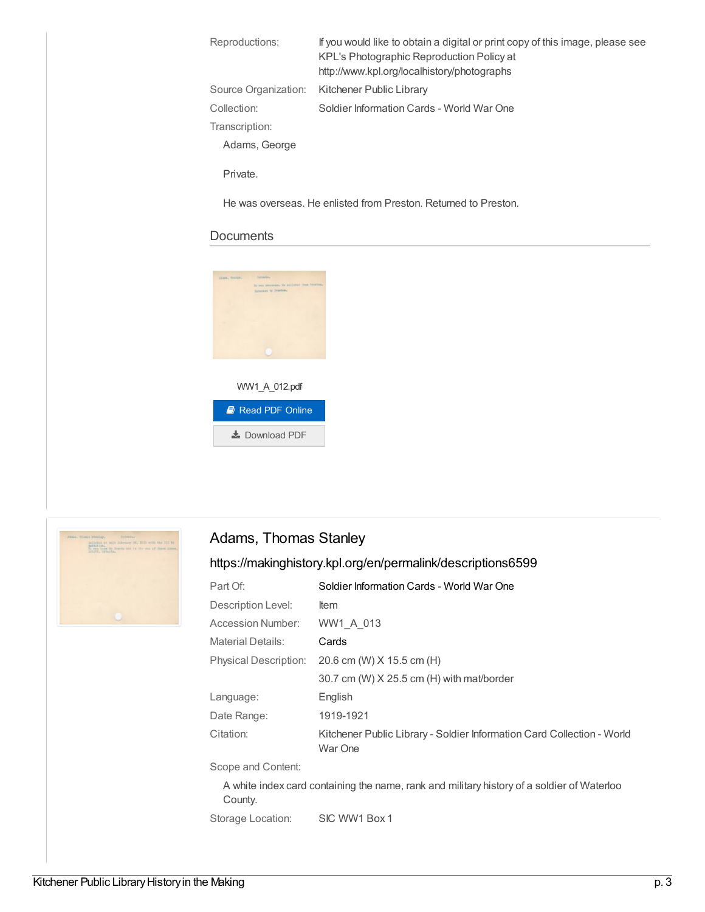Reproductions: If you would like to obtain a digital or print copy of this image, please see KPL's Photographic Reproduction Policy at http://www.kpl.org/localhistory/photographs

Source Organization: Kitchener Public Library

Collection: Soldier Information Cards - World War One

Transcription:

Adams, George

Private.

He was overseas. He enlisted from Preston. Returned to Preston.

## Documents

WW1_A_012.pdf

Read PDF Online

Download PDF

---

## Adams, Thomas Stanley

https://makinghistory.kpl.org/en/permalink/descriptions6599

| | |
|---|---|
| Part Of: | Soldier Information Cards - World War One |
| Description Level: | Item |
| Accession Number: | WW1_A_013 |
| Material Details: | Cards |
| Physical Description: | 20.6 cm (W) X 15.5 cm (H)<br>30.7 cm (W) X 25.5 cm (H) with mat/border |
| Language: | English |
| Date Range: | 1919-1921 |
| Citation: | Kitchener Public Library - Soldier Information Card Collection - World War One |

Scope and Content:

A white index card containing the name, rank and military history of a soldier of Waterloo County.

Storage Location: SIC WW1 Box 1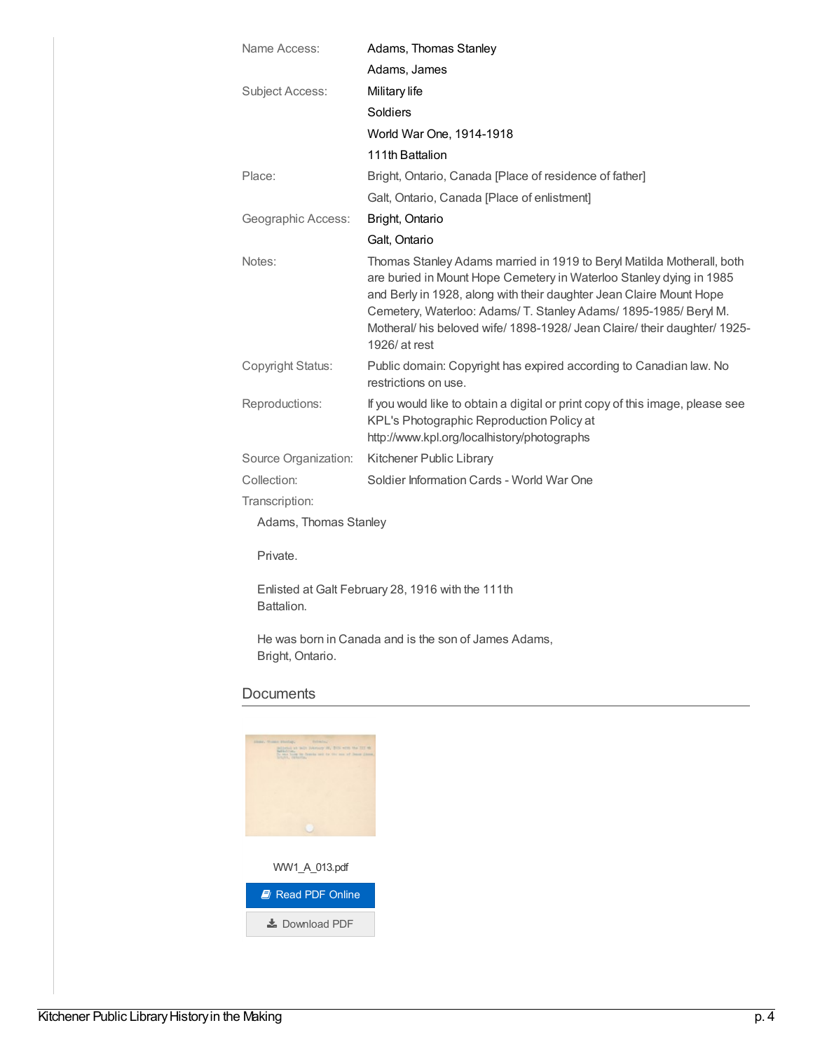| | |
|---|---|
| Name Access: | Adams, Thomas Stanley |
| | Adams, James |
| Subject Access: | Military life |
| | Soldiers |
| | World War One, 1914-1918 |
| | 111th Battalion |
| Place: | Bright, Ontario, Canada [Place of residence of father] |
| | Galt, Ontario, Canada [Place of enlistment] |
| Geographic Access: | Bright, Ontario |
| | Galt, Ontario |
| Notes: | Thomas Stanley Adams married in 1919 to Beryl Matilda Motherall, both are buried in Mount Hope Cemetery in Waterloo Stanley dying in 1985 and Berly in 1928, along with their daughter Jean Claire Mount Hope Cemetery, Waterloo: Adams/ T. Stanley Adams/ 1895-1985/ Beryl M. Motheral/ his beloved wife/ 1898-1928/ Jean Claire/ their daughter/ 1925-1926/ at rest |
| Copyright Status: | Public domain: Copyright has expired according to Canadian law. No restrictions on use. |
| Reproductions: | If you would like to obtain a digital or print copy of this image, please see KPL's Photographic Reproduction Policy at http://www.kpl.org/localhistory/photographs |
| Source Organization: | Kitchener Public Library |
| Collection: | Soldier Information Cards - World War One |

Transcription:

Adams, Thomas Stanley

Private.

Enlisted at Galt February 28, 1916 with the 111th Battalion.

He was born in Canada and is the son of James Adams, Bright, Ontario.

## Documents

WW1_A_013.pdf

Read PDF Online

Download PDF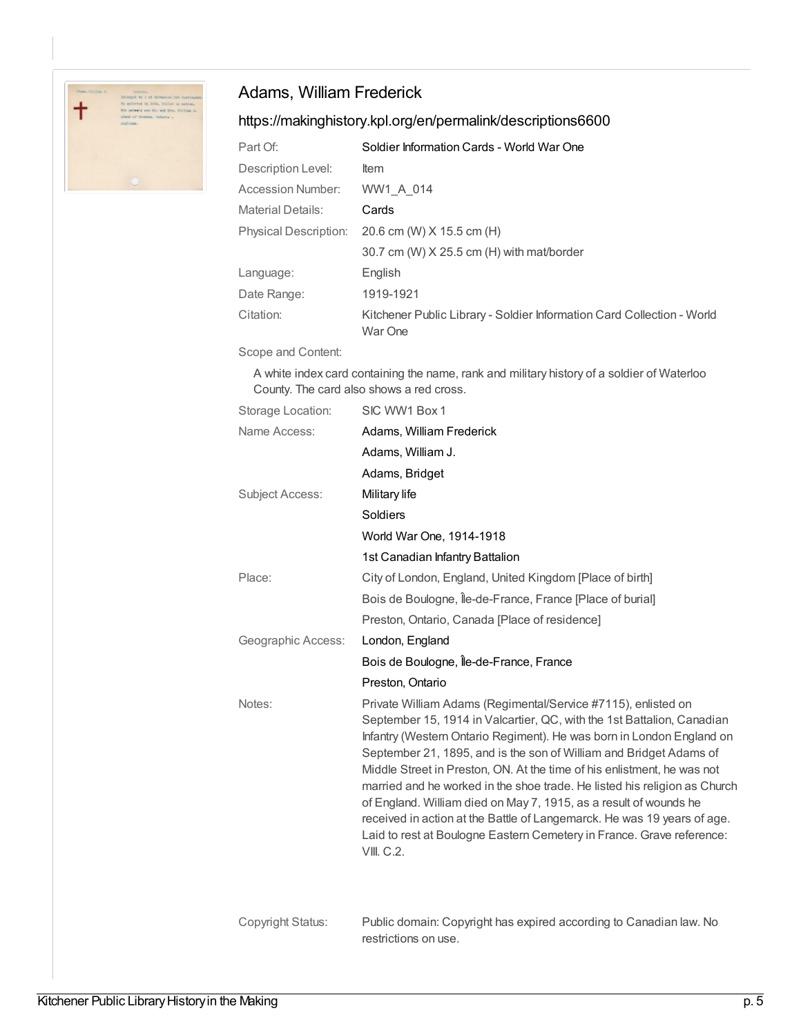## Adams, William Frederick

https://makinghistory.kpl.org/en/permalink/descriptions6600

| | |
|---|---|
| Part Of: | Soldier Information Cards - World War One |
| Description Level: | Item |
| Accession Number: | WW1_A_014 |
| Material Details: | Cards |
| Physical Description: | 20.6 cm (W) X 15.5 cm (H)<br>30.7 cm (W) X 25.5 cm (H) with mat/border |
| Language: | English |
| Date Range: | 1919-1921 |
| Citation: | Kitchener Public Library - Soldier Information Card Collection - World War One |

Scope and Content:

A white index card containing the name, rank and military history of a soldier of Waterloo County. The card also shows a red cross.

| | |
|---|---|
| Storage Location: | SIC WW1 Box 1 |
| Name Access: | Adams, William Frederick<br>Adams, William J.<br>Adams, Bridget |
| Subject Access: | Military life<br>Soldiers<br>World War One, 1914-1918<br>1st Canadian Infantry Battalion |
| Place: | City of London, England, United Kingdom [Place of birth]<br>Bois de Boulogne, Île-de-France, France [Place of burial]<br>Preston, Ontario, Canada [Place of residence] |
| Geographic Access: | London, England<br>Bois de Boulogne, Île-de-France, France<br>Preston, Ontario |
| Notes: | Private William Adams (Regimental/Service #7115), enlisted on September 15, 1914 in Valcartier, QC, with the 1st Battalion, Canadian Infantry (Western Ontario Regiment). He was born in London England on September 21, 1895, and is the son of William and Bridget Adams of Middle Street in Preston, ON. At the time of his enlistment, he was not married and he worked in the shoe trade. He listed his religion as Church of England. William died on May 7, 1915, as a result of wounds he received in action at the Battle of Langemarck. He was 19 years of age. Laid to rest at Boulogne Eastern Cemetery in France. Grave reference: VIII. C.2. |
| Copyright Status: | Public domain: Copyright has expired according to Canadian law. No restrictions on use. |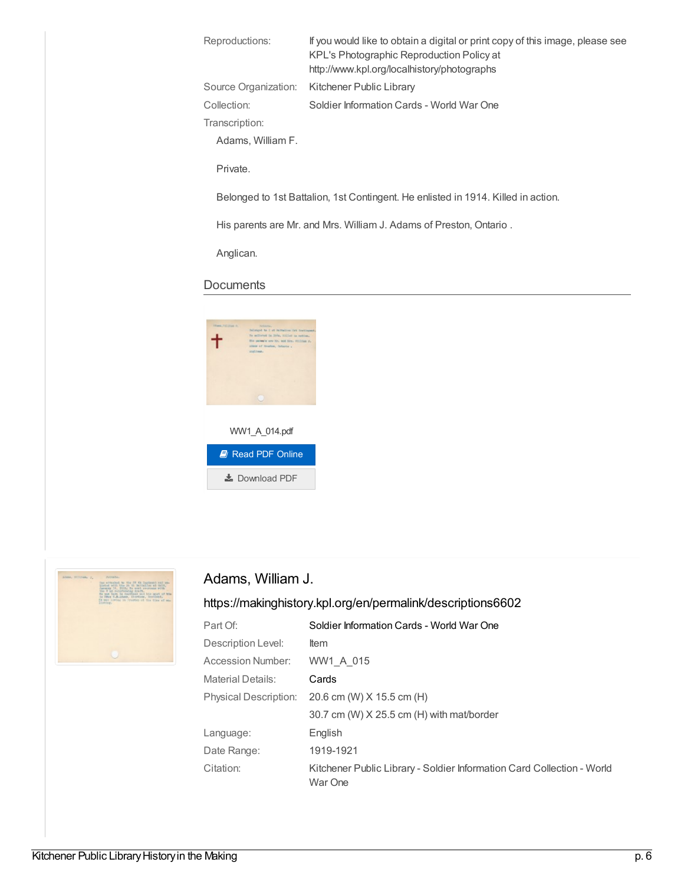| | |
|---|---|
| Reproductions: | If you would like to obtain a digital or print copy of this image, please see KPL's Photographic Reproduction Policy at http://www.kpl.org/localhistory/photographs |
| Source Organization: | Kitchener Public Library |
| Collection: | Soldier Information Cards - World War One |

Transcription:

Adams, William F.

Private.

Belonged to 1st Battalion, 1st Contingent. He enlisted in 1914. Killed in action.

His parents are Mr. and Mrs. William J. Adams of Preston, Ontario .

Anglican.

## Documents

WW1_A_014.pdf

Read PDF Online

Download PDF

## Adams, William J.

https://makinghistory.kpl.org/en/permalink/descriptions6602

| | |
|---|---|
| Part Of: | Soldier Information Cards - World War One |
| Description Level: | Item |
| Accession Number: | WW1_A_015 |
| Material Details: | Cards |
| Physical Description: | 20.6 cm (W) X 15.5 cm (H) |
| | 30.7 cm (W) X 25.5 cm (H) with mat/border |
| Language: | English |
| Date Range: | 1919-1921 |
| Citation: | Kitchener Public Library - Soldier Information Card Collection - World War One |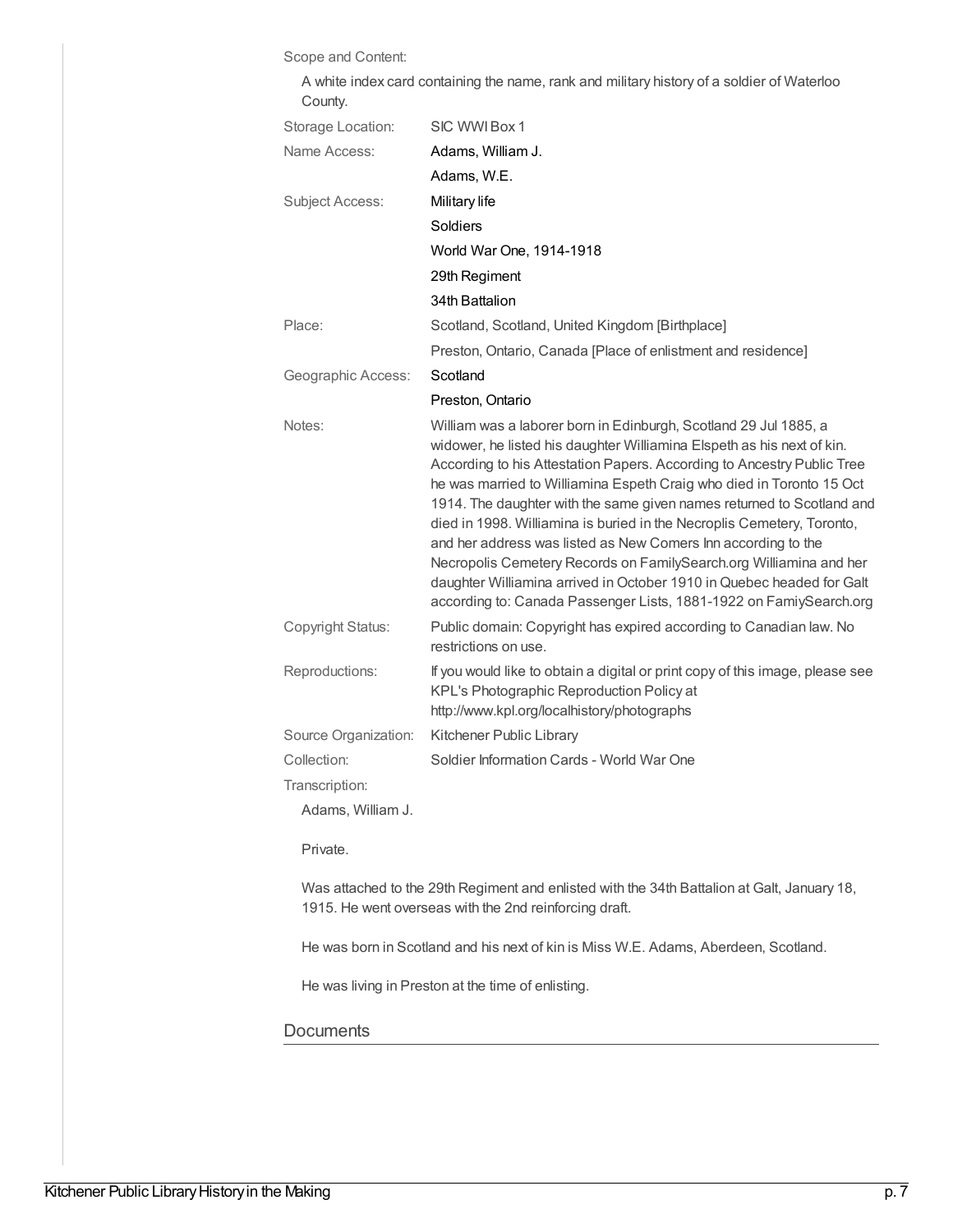Scope and Content:

A white index card containing the name, rank and military history of a soldier of Waterloo County.

| | |
|---|---|
| Storage Location: | SIC WWI Box 1 |
| Name Access: | Adams, William J. |
| | Adams, W.E. |
| Subject Access: | Military life |
| | Soldiers |
| | World War One, 1914-1918 |
| | 29th Regiment |
| | 34th Battalion |
| Place: | Scotland, Scotland, United Kingdom [Birthplace] |
| | Preston, Ontario, Canada [Place of enlistment and residence] |
| Geographic Access: | Scotland |
| | Preston, Ontario |
| Notes: | William was a laborer born in Edinburgh, Scotland 29 Jul 1885, a widower, he listed his daughter Williamina Elspeth as his next of kin. According to his Attestation Papers. According to Ancestry Public Tree he was married to Williamina Espeth Craig who died in Toronto 15 Oct 1914. The daughter with the same given names returned to Scotland and died in 1998. Williamina is buried in the Necroplis Cemetery, Toronto, and her address was listed as New Comers Inn according to the Necropolis Cemetery Records on FamilySearch.org Williamina and her daughter Williamina arrived in October 1910 in Quebec headed for Galt according to: Canada Passenger Lists, 1881-1922 on FamiySearch.org |
| Copyright Status: | Public domain: Copyright has expired according to Canadian law. No restrictions on use. |
| Reproductions: | If you would like to obtain a digital or print copy of this image, please see KPL's Photographic Reproduction Policy at http://www.kpl.org/localhistory/photographs |
| Source Organization: | Kitchener Public Library |
| Collection: | Soldier Information Cards - World War One |

Transcription:

Adams, William J.

Private.

Was attached to the 29th Regiment and enlisted with the 34th Battalion at Galt, January 18, 1915. He went overseas with the 2nd reinforcing draft.

He was born in Scotland and his next of kin is Miss W.E. Adams, Aberdeen, Scotland.

He was living in Preston at the time of enlisting.

## Documents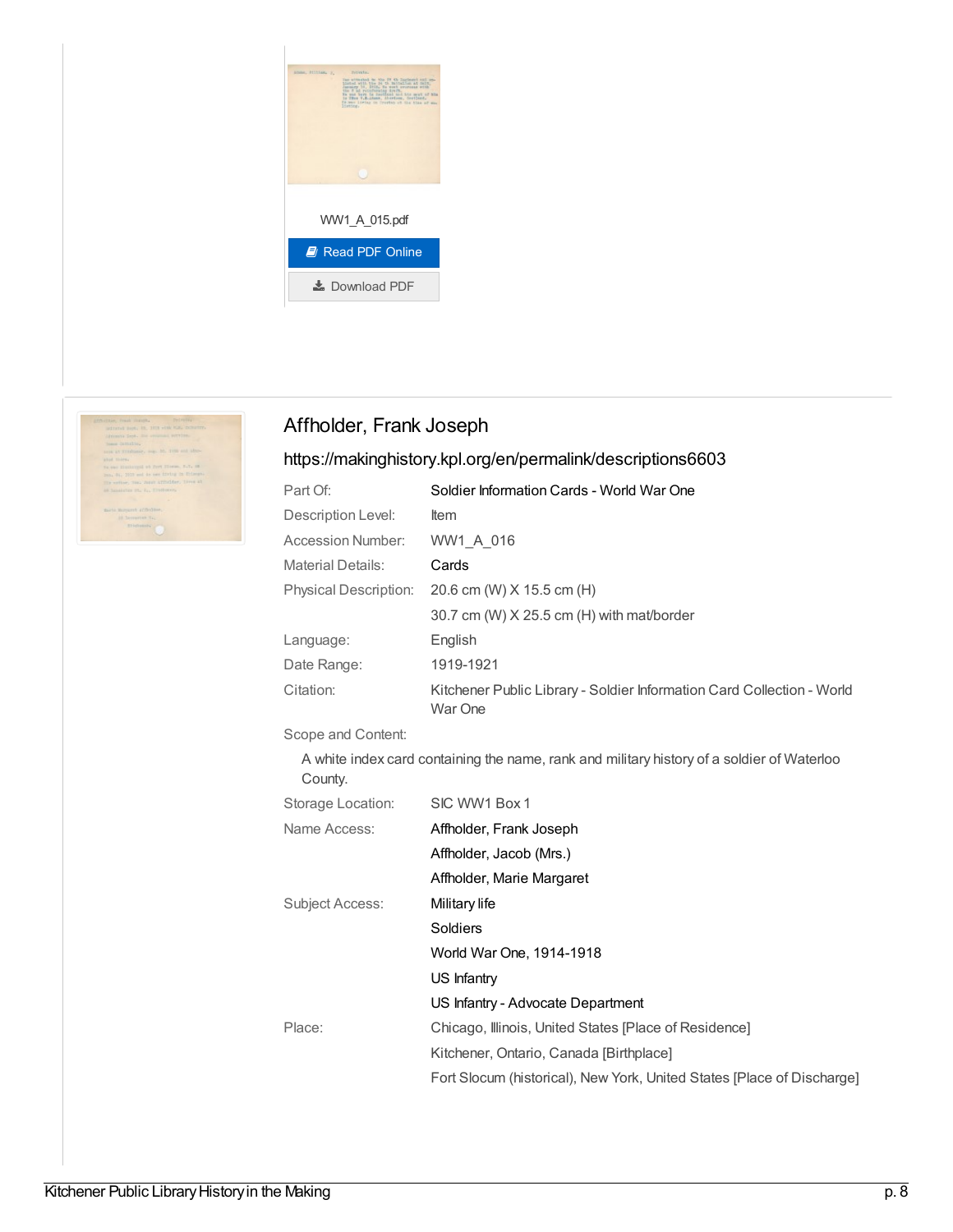WW1_A_015.pdf

Read PDF Online

Download PDF

## Affholder, Frank Joseph

https://makinghistory.kpl.org/en/permalink/descriptions6603

| | |
|---|---|
| Part Of: | Soldier Information Cards - World War One |
| Description Level: | Item |
| Accession Number: | WW1_A_016 |
| Material Details: | Cards |
| Physical Description: | 20.6 cm (W) X 15.5 cm (H) |
| | 30.7 cm (W) X 25.5 cm (H) with mat/border |
| Language: | English |
| Date Range: | 1919-1921 |
| Citation: | Kitchener Public Library - Soldier Information Card Collection - World War One |

Scope and Content:

A white index card containing the name, rank and military history of a soldier of Waterloo County.

| | |
|---|---|
| Storage Location: | SIC WW1 Box 1 |
| Name Access: | Affholder, Frank Joseph |
| | Affholder, Jacob (Mrs.) |
| | Affholder, Marie Margaret |
| Subject Access: | Military life |
| | Soldiers |
| | World War One, 1914-1918 |
| | US Infantry |
| | US Infantry - Advocate Department |
| Place: | Chicago, Illinois, United States [Place of Residence] |
| | Kitchener, Ontario, Canada [Birthplace] |
| | Fort Slocum (historical), New York, United States [Place of Discharge] |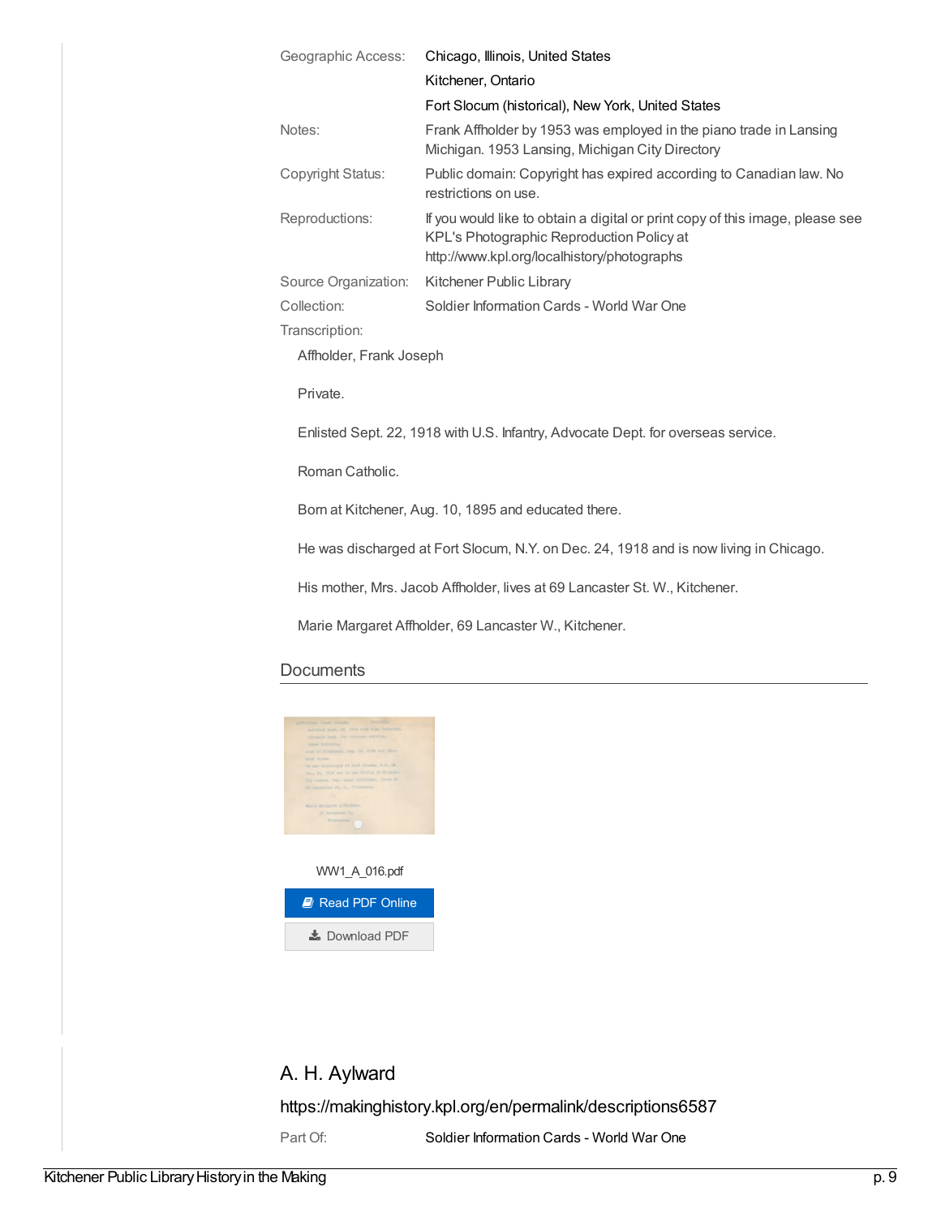| | |
|---|---|
| Geographic Access: | Chicago, Illinois, United States |
| | Kitchener, Ontario |
| | Fort Slocum (historical), New York, United States |
| Notes: | Frank Affholder by 1953 was employed in the piano trade in Lansing Michigan. 1953 Lansing, Michigan City Directory |
| Copyright Status: | Public domain: Copyright has expired according to Canadian law. No restrictions on use. |
| Reproductions: | If you would like to obtain a digital or print copy of this image, please see KPL's Photographic Reproduction Policy at http://www.kpl.org/localhistory/photographs |
| Source Organization: | Kitchener Public Library |
| Collection: | Soldier Information Cards - World War One |

Transcription:

Affholder, Frank Joseph

Private.

Enlisted Sept. 22, 1918 with U.S. Infantry, Advocate Dept. for overseas service.

Roman Catholic.

Born at Kitchener, Aug. 10, 1895 and educated there.

He was discharged at Fort Slocum, N.Y. on Dec. 24, 1918 and is now living in Chicago.

His mother, Mrs. Jacob Affholder, lives at 69 Lancaster St. W., Kitchener.

Marie Margaret Affholder, 69 Lancaster W., Kitchener.

## Documents

WW1_A_016.pdf

Read PDF Online

Download PDF

## A. H. Aylward

https://makinghistory.kpl.org/en/permalink/descriptions6587

| | |
|---|---|
| Part Of: | Soldier Information Cards - World War One |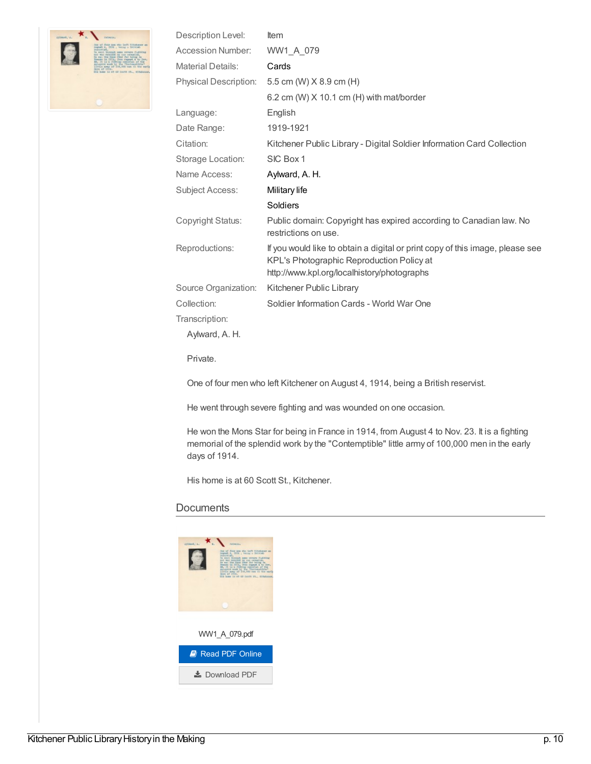| | |
|---|---|
| Description Level: | Item |
| Accession Number: | WW1_A_079 |
| Material Details: | Cards |
| Physical Description: | 5.5 cm (W) X 8.9 cm (H)<br>6.2 cm (W) X 10.1 cm (H) with mat/border |
| Language: | English |
| Date Range: | 1919-1921 |
| Citation: | Kitchener Public Library - Digital Soldier Information Card Collection |
| Storage Location: | SIC Box 1 |
| Name Access: | Aylward, A. H. |
| Subject Access: | Military life<br>Soldiers |
| Copyright Status: | Public domain: Copyright has expired according to Canadian law. No restrictions on use. |
| Reproductions: | If you would like to obtain a digital or print copy of this image, please see KPL's Photographic Reproduction Policy at http://www.kpl.org/localhistory/photographs |
| Source Organization: | Kitchener Public Library |
| Collection: | Soldier Information Cards - World War One |

Transcription:

Aylward, A. H.

Private.

One of four men who left Kitchener on August 4, 1914, being a British reservist.

He went through severe fighting and was wounded on one occasion.

He won the Mons Star for being in France in 1914, from August 4 to Nov. 23. It is a fighting memorial of the splendid work by the "Contemptible" little army of 100,000 men in the early days of 1914.

His home is at 60 Scott St., Kitchener.

## Documents

WW1_A_079.pdf

Read PDF Online

Download PDF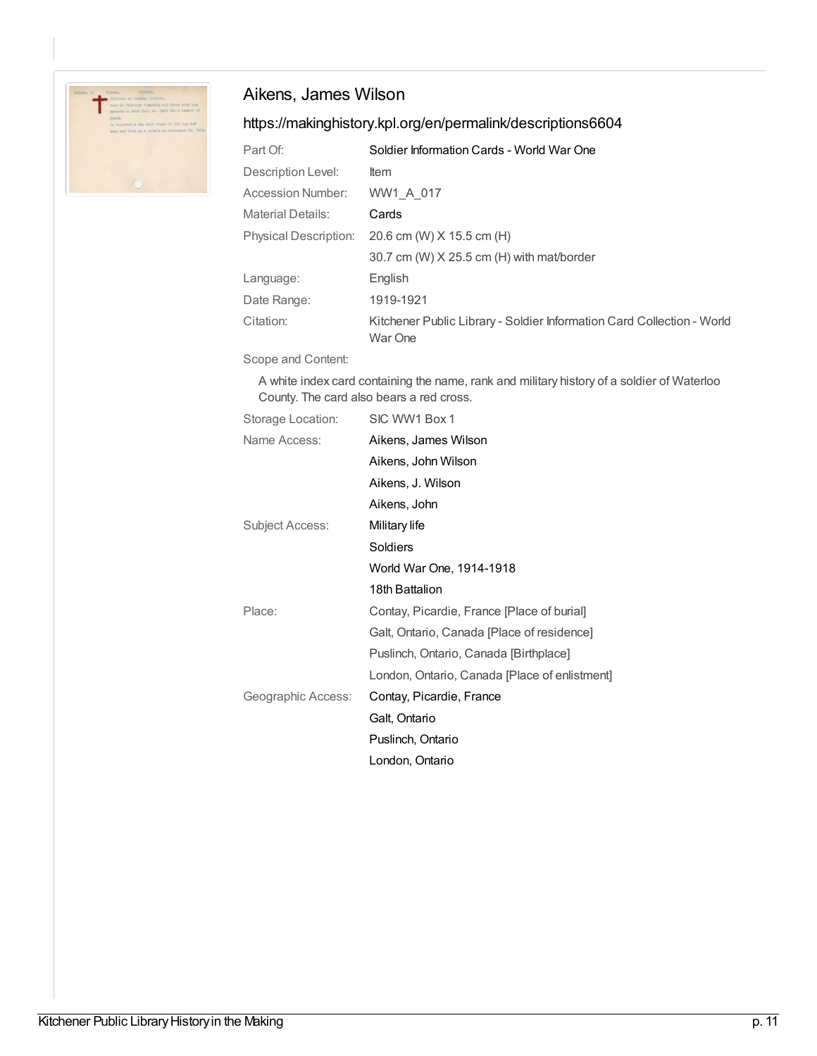## Aikens, James Wilson

https://makinghistory.kpl.org/en/permalink/descriptions6604

| | |
|---|---|
| Part Of: | Soldier Information Cards - World War One |
| Description Level: | Item |
| Accession Number: | WW1_A_017 |
| Material Details: | Cards |
| Physical Description: | 20.6 cm (W) X 15.5 cm (H) |
| | 30.7 cm (W) X 25.5 cm (H) with mat/border |
| Language: | English |
| Date Range: | 1919-1921 |
| Citation: | Kitchener Public Library - Soldier Information Card Collection - World War One |

Scope and Content:

A white index card containing the name, rank and military history of a soldier of Waterloo County. The card also bears a red cross.

| | |
|---|---|
| Storage Location: | SIC WW1 Box 1 |
| Name Access: | Aikens, James Wilson |
| | Aikens, John Wilson |
| | Aikens, J. Wilson |
| | Aikens, John |
| Subject Access: | Military life |
| | Soldiers |
| | World War One, 1914-1918 |
| | 18th Battalion |
| Place: | Contay, Picardie, France [Place of burial] |
| | Galt, Ontario, Canada [Place of residence] |
| | Puslinch, Ontario, Canada [Birthplace] |
| | London, Ontario, Canada [Place of enlistment] |
| Geographic Access: | Contay, Picardie, France |
| | Galt, Ontario |
| | Puslinch, Ontario |
| | London, Ontario |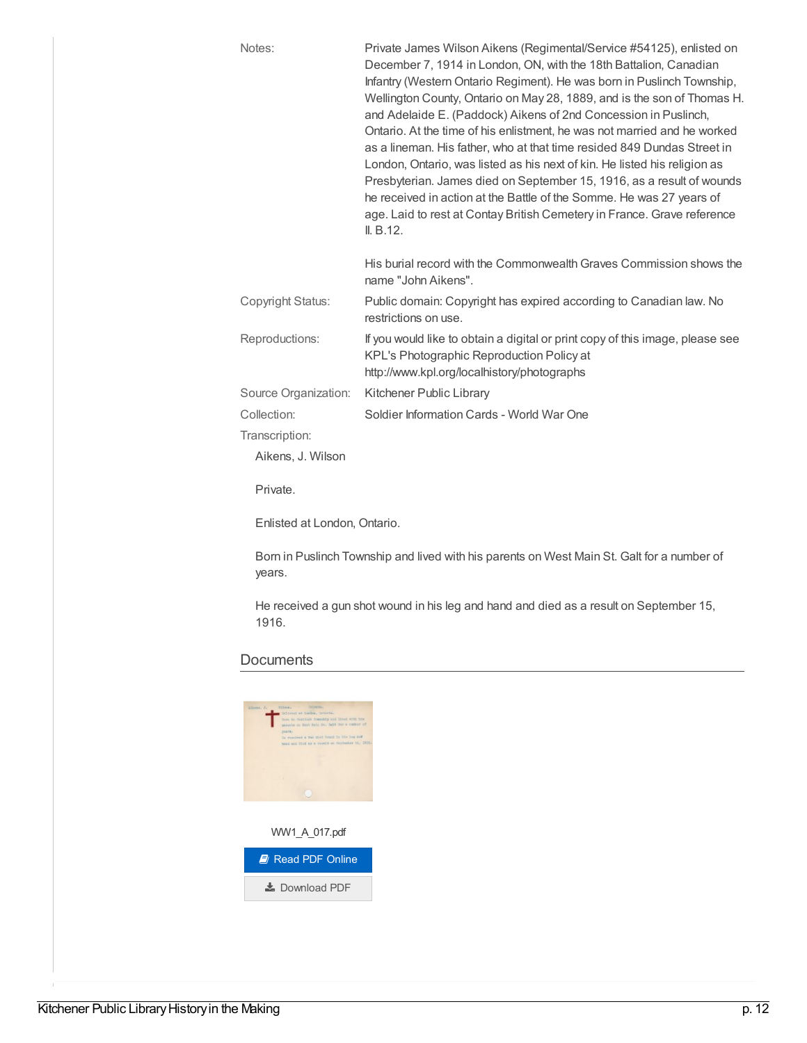Notes: Private James Wilson Aikens (Regimental/Service #54125), enlisted on December 7, 1914 in London, ON, with the 18th Battalion, Canadian Infantry (Western Ontario Regiment). He was born in Puslinch Township, Wellington County, Ontario on May 28, 1889, and is the son of Thomas H. and Adelaide E. (Paddock) Aikens of 2nd Concession in Puslinch, Ontario. At the time of his enlistment, he was not married and he worked as a lineman. His father, who at that time resided 849 Dundas Street in London, Ontario, was listed as his next of kin. He listed his religion as Presbyterian. James died on September 15, 1916, as a result of wounds he received in action at the Battle of the Somme. He was 27 years of age. Laid to rest at Contay British Cemetery in France. Grave reference II. B.12.

His burial record with the Commonwealth Graves Commission shows the name "John Aikens".

Copyright Status: Public domain: Copyright has expired according to Canadian law. No restrictions on use.

Reproductions: If you would like to obtain a digital or print copy of this image, please see KPL's Photographic Reproduction Policy at http://www.kpl.org/localhistory/photographs

Source Organization: Kitchener Public Library

Collection: Soldier Information Cards - World War One

Transcription:

Aikens, J. Wilson

Private.

Enlisted at London, Ontario.

Born in Puslinch Township and lived with his parents on West Main St. Galt for a number of years.

He received a gun shot wound in his leg and hand and died as a result on September 15, 1916.

## Documents

WW1_A_017.pdf

Read PDF Online

Download PDF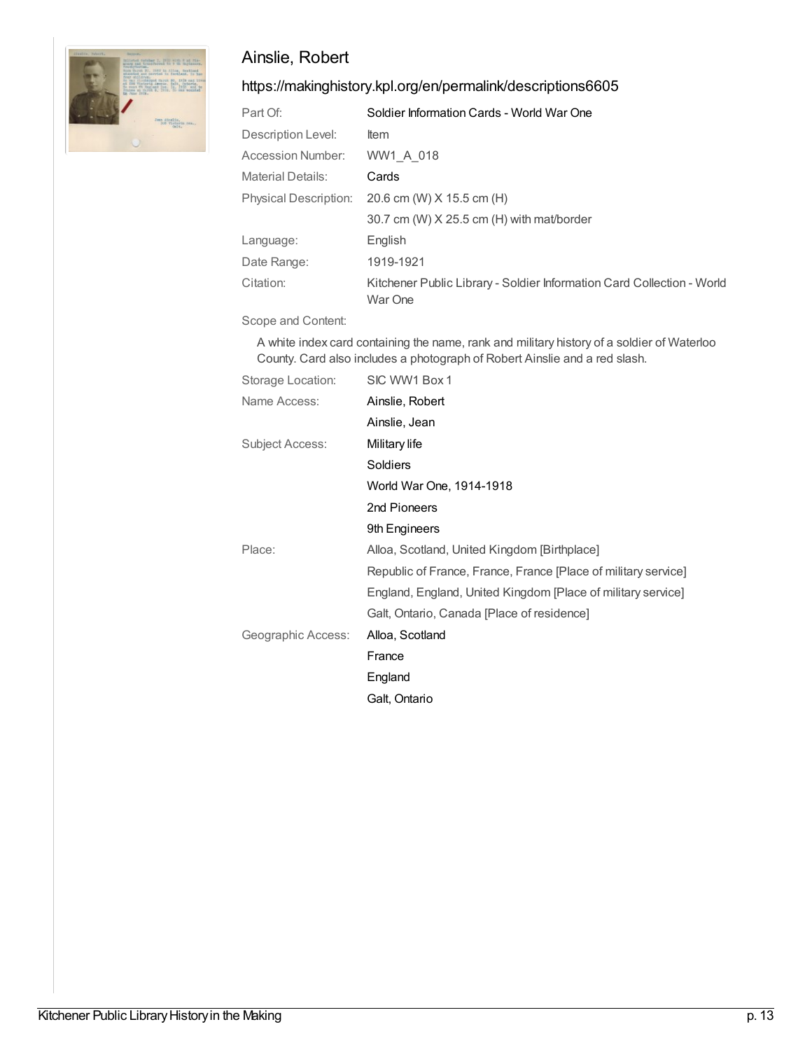## Ainslie, Robert

https://makinghistory.kpl.org/en/permalink/descriptions6605

| | |
|---|---|
| Part Of: | Soldier Information Cards - World War One |
| Description Level: | Item |
| Accession Number: | WW1_A_018 |
| Material Details: | Cards |
| Physical Description: | 20.6 cm (W) X 15.5 cm (H) |
| | 30.7 cm (W) X 25.5 cm (H) with mat/border |
| Language: | English |
| Date Range: | 1919-1921 |
| Citation: | Kitchener Public Library - Soldier Information Card Collection - World War One |

Scope and Content:

A white index card containing the name, rank and military history of a soldier of Waterloo County. Card also includes a photograph of Robert Ainslie and a red slash.

| | |
|---|---|
| Storage Location: | SIC WW1 Box 1 |
| Name Access: | Ainslie, Robert |
| | Ainslie, Jean |
| Subject Access: | Military life |
| | Soldiers |
| | World War One, 1914-1918 |
| | 2nd Pioneers |
| | 9th Engineers |
| Place: | Alloa, Scotland, United Kingdom [Birthplace] |
| | Republic of France, France, France [Place of military service] |
| | England, England, United Kingdom [Place of military service] |
| | Galt, Ontario, Canada [Place of residence] |
| Geographic Access: | Alloa, Scotland |
| | France |
| | England |
| | Galt, Ontario |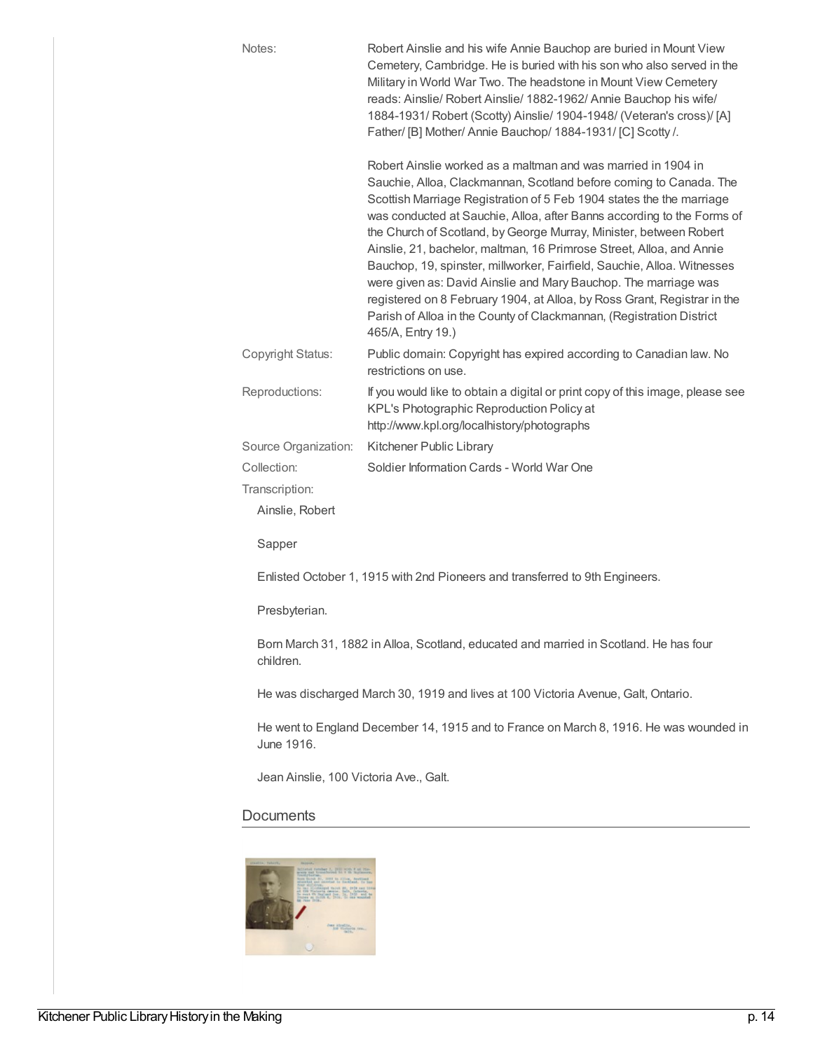| | |
|---|---|
| Notes: | Robert Ainslie and his wife Annie Bauchop are buried in Mount View Cemetery, Cambridge. He is buried with his son who also served in the Military in World War Two. The headstone in Mount View Cemetery reads: Ainslie/ Robert Ainslie/ 1882-1962/ Annie Bauchop his wife/ 1884-1931/ Robert (Scotty) Ainslie/ 1904-1948/ (Veteran's cross)/ [A] Father/ [B] Mother/ Annie Bauchop/ 1884-1931/ [C] Scotty /.<br><br>Robert Ainslie worked as a maltman and was married in 1904 in Sauchie, Alloa, Clackmannan, Scotland before coming to Canada. The Scottish Marriage Registration of 5 Feb 1904 states the the marriage was conducted at Sauchie, Alloa, after Banns according to the Forms of the Church of Scotland, by George Murray, Minister, between Robert Ainslie, 21, bachelor, maltman, 16 Primrose Street, Alloa, and Annie Bauchop, 19, spinster, millworker, Fairfield, Sauchie, Alloa. Witnesses were given as: David Ainslie and Mary Bauchop. The marriage was registered on 8 February 1904, at Alloa, by Ross Grant, Registrar in the Parish of Alloa in the County of Clackmannan, (Registration District 465/A, Entry 19.) |
| Copyright Status: | Public domain: Copyright has expired according to Canadian law. No restrictions on use. |
| Reproductions: | If you would like to obtain a digital or print copy of this image, please see KPL's Photographic Reproduction Policy at http://www.kpl.org/localhistory/photographs |
| Source Organization: | Kitchener Public Library |
| Collection: | Soldier Information Cards - World War One |

Transcription:

Ainslie, Robert

Sapper

Enlisted October 1, 1915 with 2nd Pioneers and transferred to 9th Engineers.

Presbyterian.

Born March 31, 1882 in Alloa, Scotland, educated and married in Scotland. He has four children.

He was discharged March 30, 1919 and lives at 100 Victoria Avenue, Galt, Ontario.

He went to England December 14, 1915 and to France on March 8, 1916. He was wounded in June 1916.

Jean Ainslie, 100 Victoria Ave., Galt.

## Documents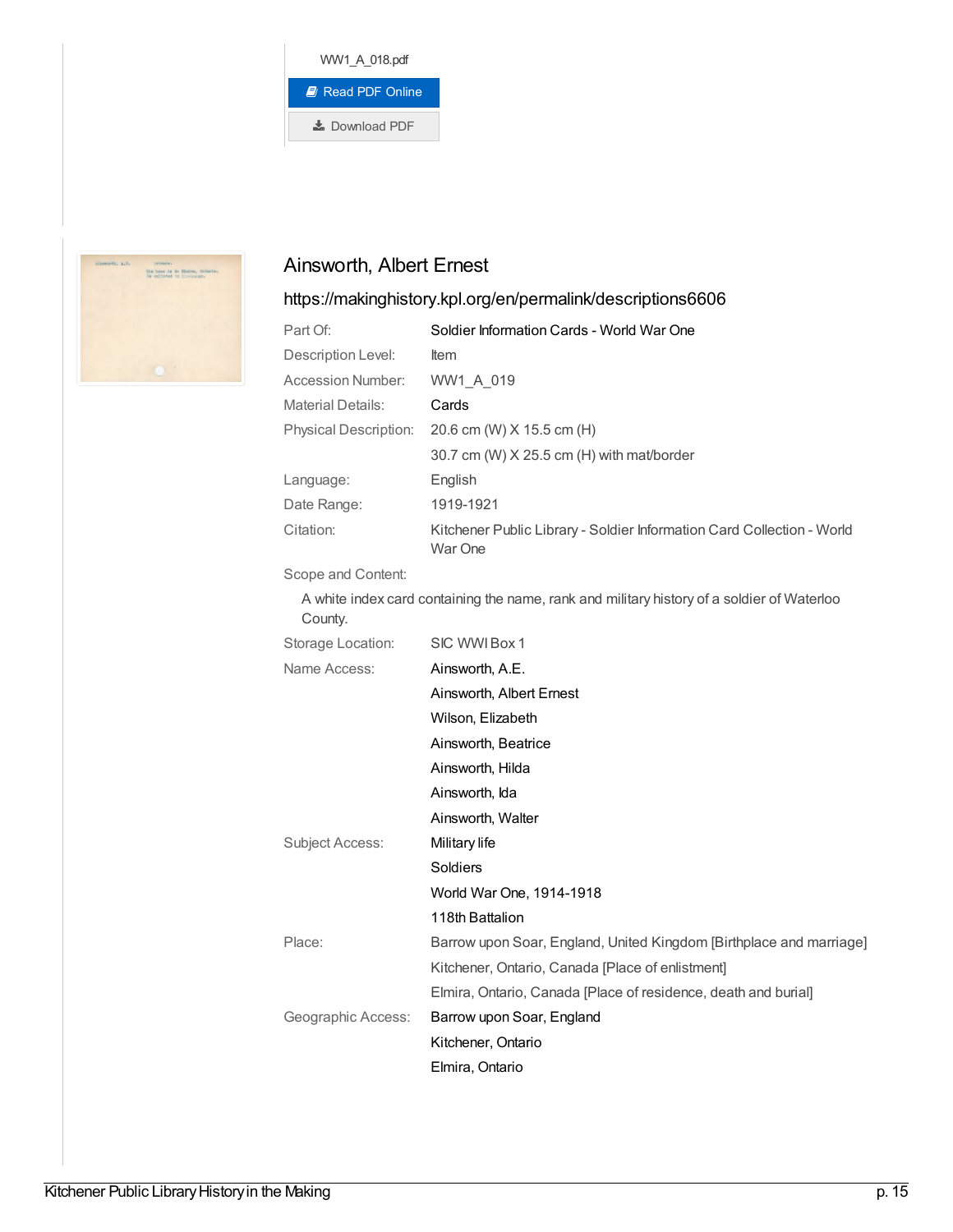WW1_A_018.pdf

Read PDF Online

Download PDF

## Ainsworth, Albert Ernest

https://makinghistory.kpl.org/en/permalink/descriptions6606

| | |
|---|---|
| Part Of: | Soldier Information Cards - World War One |
| Description Level: | Item |
| Accession Number: | WW1_A_019 |
| Material Details: | Cards |
| Physical Description: | 20.6 cm (W) X 15.5 cm (H) |
| | 30.7 cm (W) X 25.5 cm (H) with mat/border |
| Language: | English |
| Date Range: | 1919-1921 |
| Citation: | Kitchener Public Library - Soldier Information Card Collection - World War One |

Scope and Content:

A white index card containing the name, rank and military history of a soldier of Waterloo County.

| | |
|---|---|
| Storage Location: | SIC WWI Box 1 |
| Name Access: | Ainsworth, A.E. |
| | Ainsworth, Albert Ernest |
| | Wilson, Elizabeth |
| | Ainsworth, Beatrice |
| | Ainsworth, Hilda |
| | Ainsworth, Ida |
| | Ainsworth, Walter |
| Subject Access: | Military life |
| | Soldiers |
| | World War One, 1914-1918 |
| | 118th Battalion |
| Place: | Barrow upon Soar, England, United Kingdom [Birthplace and marriage] |
| | Kitchener, Ontario, Canada [Place of enlistment] |
| | Elmira, Ontario, Canada [Place of residence, death and burial] |
| Geographic Access: | Barrow upon Soar, England |
| | Kitchener, Ontario |
| | Elmira, Ontario |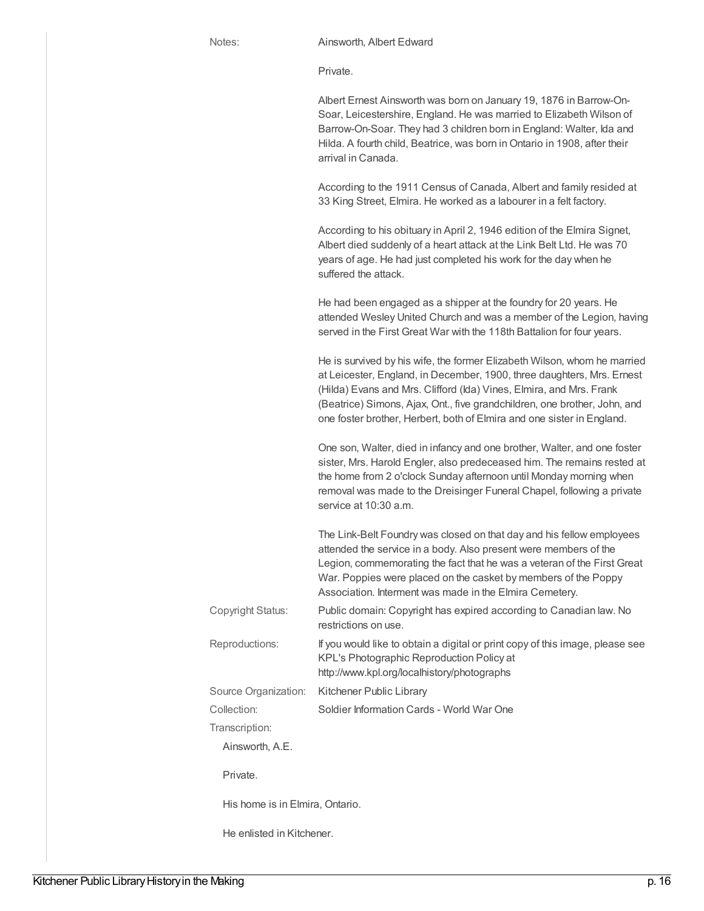Notes: Ainsworth, Albert Edward

Private.

Albert Ernest Ainsworth was born on January 19, 1876 in Barrow-On-Soar, Leicestershire, England. He was married to Elizabeth Wilson of Barrow-On-Soar. They had 3 children born in England: Walter, Ida and Hilda. A fourth child, Beatrice, was born in Ontario in 1908, after their arrival in Canada.

According to the 1911 Census of Canada, Albert and family resided at 33 King Street, Elmira. He worked as a labourer in a felt factory.

According to his obituary in April 2, 1946 edition of the Elmira Signet, Albert died suddenly of a heart attack at the Link Belt Ltd. He was 70 years of age. He had just completed his work for the day when he suffered the attack.

He had been engaged as a shipper at the foundry for 20 years. He attended Wesley United Church and was a member of the Legion, having served in the First Great War with the 118th Battalion for four years.

He is survived by his wife, the former Elizabeth Wilson, whom he married at Leicester, England, in December, 1900, three daughters, Mrs. Ernest (Hilda) Evans and Mrs. Clifford (Ida) Vines, Elmira, and Mrs. Frank (Beatrice) Simons, Ajax, Ont., five grandchildren, one brother, John, and one foster brother, Herbert, both of Elmira and one sister in England.

One son, Walter, died in infancy and one brother, Walter, and one foster sister, Mrs. Harold Engler, also predeceased him. The remains rested at the home from 2 o'clock Sunday afternoon until Monday morning when removal was made to the Dreisinger Funeral Chapel, following a private service at 10:30 a.m.

The Link-Belt Foundry was closed on that day and his fellow employees attended the service in a body. Also present were members of the Legion, commemorating the fact that he was a veteran of the First Great War. Poppies were placed on the casket by members of the Poppy Association. Interment was made in the Elmira Cemetery.

Copyright Status: Public domain: Copyright has expired according to Canadian law. No restrictions on use.

Reproductions: If you would like to obtain a digital or print copy of this image, please see KPL's Photographic Reproduction Policy at http://www.kpl.org/localhistory/photographs

Source Organization: Kitchener Public Library

Collection: Soldier Information Cards - World War One

Transcription:

Ainsworth, A.E.

Private.

His home is in Elmira, Ontario.

He enlisted in Kitchener.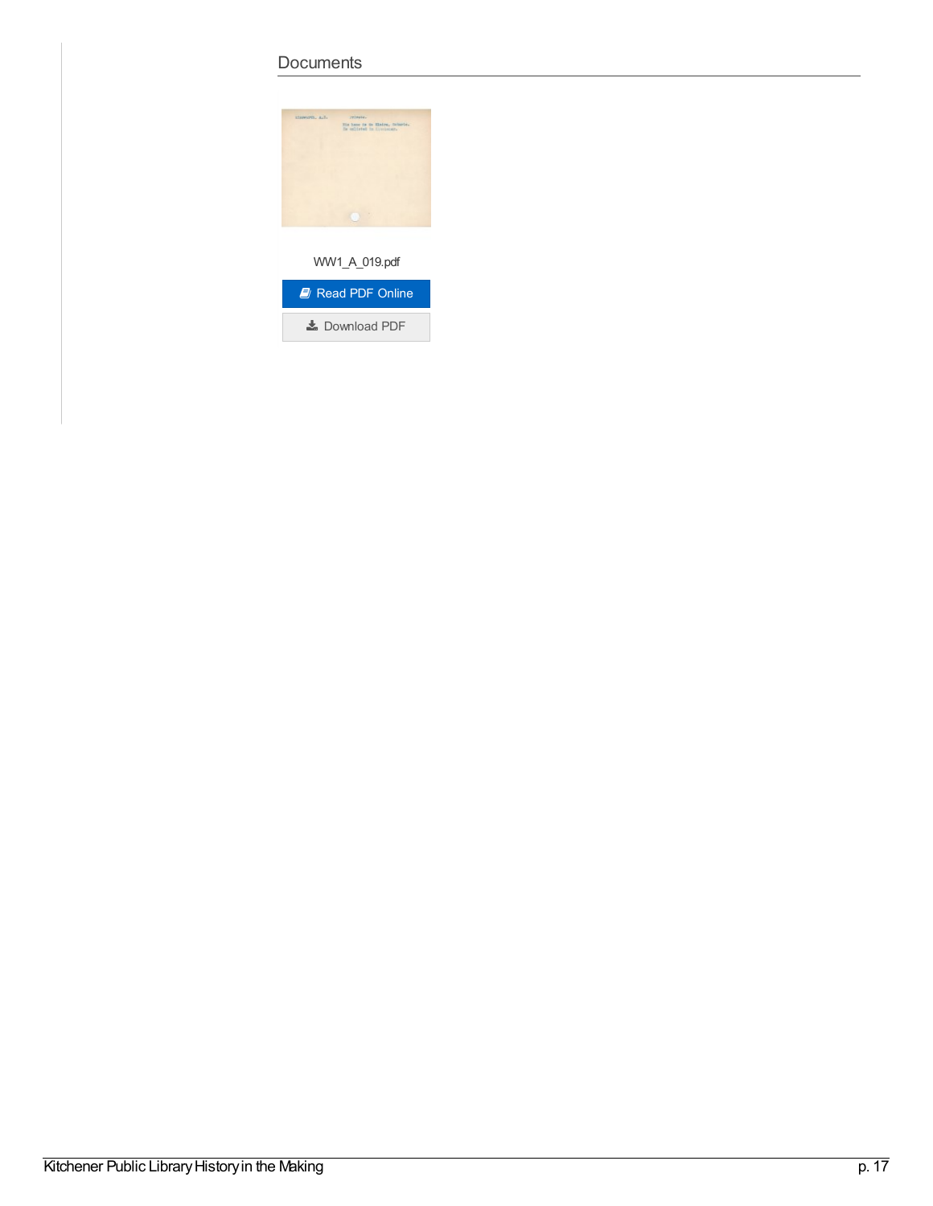## Documents

WW1_A_019.pdf

Read PDF Online

Download PDF